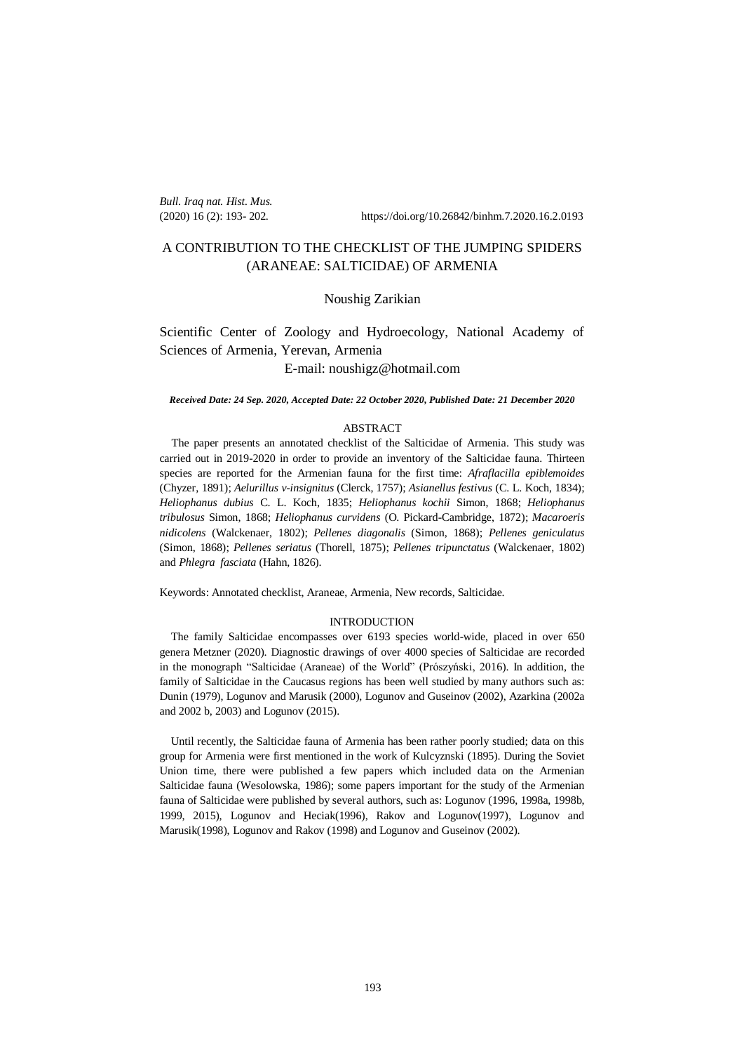*Bull. Iraq nat. Hist. Mus.*
(2020) 16 (2): 193- 202. https://doi.org/10.26842/binhm.7.2020.16.2.0193

# A CONTRIBUTION TO THE CHECKLIST OF THE JUMPING SPIDERS (ARANEAE: SALTICIDAE) OF ARMENIA

Noushig Zarikian

Scientific Center of Zoology and Hydroecology, National Academy of Sciences of Armenia, Yerevan, Armenia
E-mail: noushigz@hotmail.com

***Received Date: 24 Sep. 2020, Accepted Date: 22 October 2020, Published Date: 21 December 2020***

## ABSTRACT

The paper presents an annotated checklist of the Salticidae of Armenia. This study was carried out in 2019-2020 in order to provide an inventory of the Salticidae fauna. Thirteen species are reported for the Armenian fauna for the first time: *Afraflacilla epiblemoides* (Chyzer, 1891); *Aelurillus v-insignitus* (Clerck, 1757); *Asianellus festivus* (C. L. Koch, 1834); *Heliophanus dubius* C. L. Koch, 1835; *Heliophanus kochii* Simon, 1868; *Heliophanus tribulosus* Simon, 1868; *Heliophanus curvidens* (O. Pickard-Cambridge, 1872); *Macaroeris nidicolens* (Walckenaer, 1802); *Pellenes diagonalis* (Simon, 1868); *Pellenes geniculatus* (Simon, 1868); *Pellenes seriatus* (Thorell, 1875); *Pellenes tripunctatus* (Walckenaer, 1802) and *Phlegra fasciata* (Hahn, 1826).

Keywords: Annotated checklist, Araneae, Armenia, New records, Salticidae.

## INTRODUCTION

The family Salticidae encompasses over 6193 species world-wide, placed in over 650 genera Metzner (2020). Diagnostic drawings of over 4000 species of Salticidae are recorded in the monograph "Salticidae (Araneae) of the World" (Prószyński, 2016). In addition, the family of Salticidae in the Caucasus regions has been well studied by many authors such as: Dunin (1979), Logunov and Marusik (2000), Logunov and Guseinov (2002), Azarkina (2002a and 2002 b, 2003) and Logunov (2015).

Until recently, the Salticidae fauna of Armenia has been rather poorly studied; data on this group for Armenia were first mentioned in the work of Kulcyznski (1895). During the Soviet Union time, there were published a few papers which included data on the Armenian Salticidae fauna (Wesolowska, 1986); some papers important for the study of the Armenian fauna of Salticidae were published by several authors, such as: Logunov (1996, 1998a, 1998b, 1999, 2015), Logunov and Heciak(1996), Rakov and Logunov(1997), Logunov and Marusik(1998), Logunov and Rakov (1998) and Logunov and Guseinov (2002).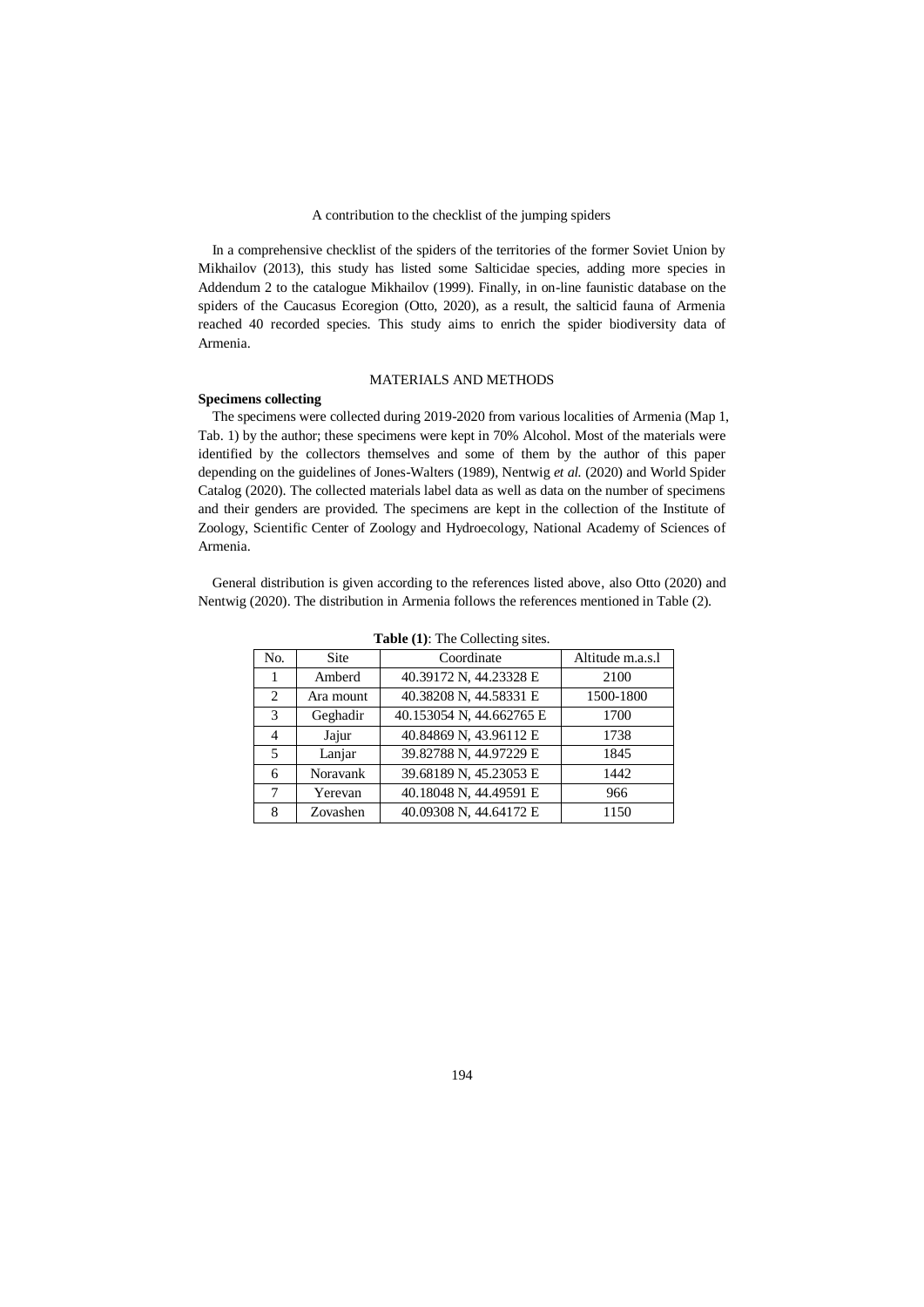A contribution to the checklist of the jumping spiders

In a comprehensive checklist of the spiders of the territories of the former Soviet Union by Mikhailov (2013), this study has listed some Salticidae species, adding more species in Addendum 2 to the catalogue Mikhailov (1999). Finally, in on-line faunistic database on the spiders of the Caucasus Ecoregion (Otto, 2020), as a result, the salticid fauna of Armenia reached 40 recorded species. This study aims to enrich the spider biodiversity data of Armenia.

## MATERIALS AND METHODS

### Specimens collecting

The specimens were collected during 2019-2020 from various localities of Armenia (Map 1, Tab. 1) by the author; these specimens were kept in 70% Alcohol. Most of the materials were identified by the collectors themselves and some of them by the author of this paper depending on the guidelines of Jones-Walters (1989), Nentwig *et al.* (2020) and World Spider Catalog (2020). The collected materials label data as well as data on the number of specimens and their genders are provided. The specimens are kept in the collection of the Institute of Zoology, Scientific Center of Zoology and Hydroecology, National Academy of Sciences of Armenia.

General distribution is given according to the references listed above, also Otto (2020) and Nentwig (2020). The distribution in Armenia follows the references mentioned in Table (2).

**Table (1)**: The Collecting sites.

| No. | Site | Coordinate | Altitude m.a.s.l |
|---|---|---|---|
| 1 | Amberd | 40.39172 N, 44.23328 E | 2100 |
| 2 | Ara mount | 40.38208 N, 44.58331 E | 1500-1800 |
| 3 | Geghadir | 40.153054 N, 44.662765 E | 1700 |
| 4 | Jajur | 40.84869 N, 43.96112 E | 1738 |
| 5 | Lanjar | 39.82788 N, 44.97229 E | 1845 |
| 6 | Noravank | 39.68189 N, 45.23053 E | 1442 |
| 7 | Yerevan | 40.18048 N, 44.49591 E | 966 |
| 8 | Zovashen | 40.09308 N, 44.64172 E | 1150 |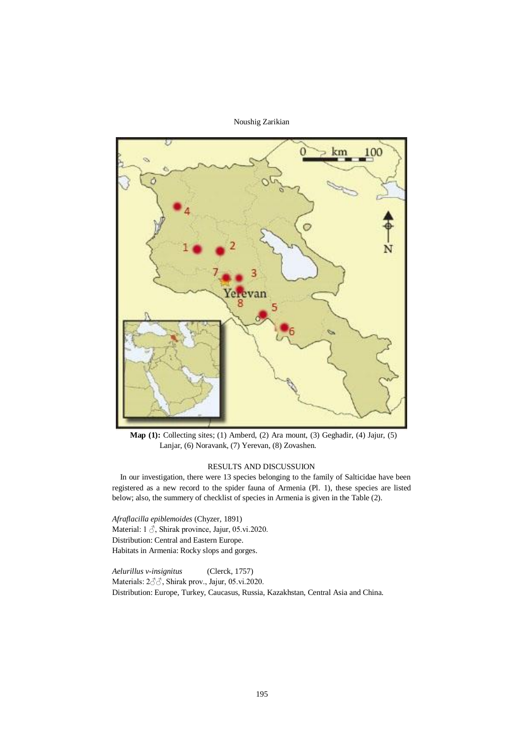**Map (1):** Collecting sites; (1) Amberd, (2) Ara mount, (3) Geghadir, (4) Jajur, (5) Lanjar, (6) Noravank, (7) Yerevan, (8) Zovashen.

## RESULTS AND DISCUSSUION

In our investigation, there were 13 species belonging to the family of Salticidae have been registered as a new record to the spider fauna of Armenia (Pl. 1), these species are listed below; also, the summery of checklist of species in Armenia is given in the Table (2).

*Afraflacilla epiblemoides* (Chyzer, 1891)
Material: 1 ♂, Shirak province, Jajur, 05.vi.2020.
Distribution: Central and Eastern Europe.
Habitats in Armenia: Rocky slops and gorges.

*Aelurillus v-insignitus* (Clerck, 1757)
Materials: 2♂♂, Shirak prov., Jajur, 05.vi.2020.
Distribution: Europe, Turkey, Caucasus, Russia, Kazakhstan, Central Asia and China.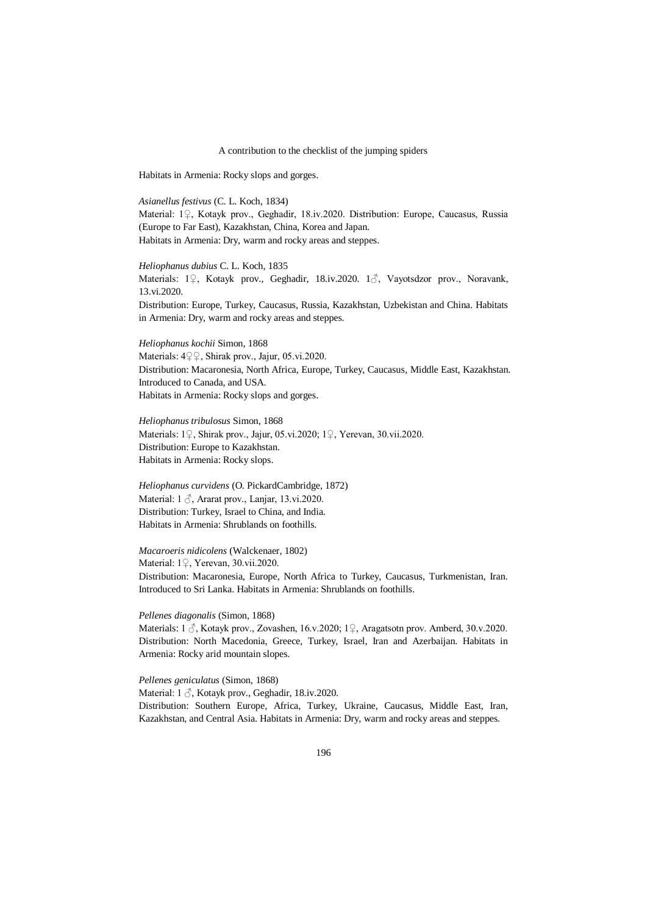Habitats in Armenia: Rocky slops and gorges.

*Asianellus festivus* (C. L. Koch, 1834)
Material: 1♀, Kotayk prov., Geghadir, 18.iv.2020. Distribution: Europe, Caucasus, Russia (Europe to Far East), Kazakhstan, China, Korea and Japan.
Habitats in Armenia: Dry, warm and rocky areas and steppes.

*Heliophanus dubius* C. L. Koch, 1835
Materials: 1♀, Kotayk prov., Geghadir, 18.iv.2020. 1♂, Vayotsdzor prov., Noravank, 13.vi.2020.
Distribution: Europe, Turkey, Caucasus, Russia, Kazakhstan, Uzbekistan and China. Habitats in Armenia: Dry, warm and rocky areas and steppes.

*Heliophanus kochii* Simon, 1868
Materials: 4♀♀, Shirak prov., Jajur, 05.vi.2020.
Distribution: Macaronesia, North Africa, Europe, Turkey, Caucasus, Middle East, Kazakhstan. Introduced to Canada, and USA.
Habitats in Armenia: Rocky slops and gorges.

*Heliophanus tribulosus* Simon, 1868
Materials: 1♀, Shirak prov., Jajur, 05.vi.2020; 1♀, Yerevan, 30.vii.2020.
Distribution: Europe to Kazakhstan.
Habitats in Armenia: Rocky slops.

*Heliophanus curvidens* (O. PickardCambridge, 1872)
Material: 1 ♂, Ararat prov., Lanjar, 13.vi.2020.
Distribution: Turkey, Israel to China, and India.
Habitats in Armenia: Shrublands on foothills.

*Macaroeris nidicolens* (Walckenaer, 1802)
Material: 1♀, Yerevan, 30.vii.2020.
Distribution: Macaronesia, Europe, North Africa to Turkey, Caucasus, Turkmenistan, Iran. Introduced to Sri Lanka. Habitats in Armenia: Shrublands on foothills.

*Pellenes diagonalis* (Simon, 1868)
Materials: 1 ♂, Kotayk prov., Zovashen, 16.v.2020; 1♀, Aragatsotn prov. Amberd, 30.v.2020.
Distribution: North Macedonia, Greece, Turkey, Israel, Iran and Azerbaijan. Habitats in Armenia: Rocky arid mountain slopes.

*Pellenes geniculatus* (Simon, 1868)
Material: 1 ♂, Kotayk prov., Geghadir, 18.iv.2020.
Distribution: Southern Europe, Africa, Turkey, Ukraine, Caucasus, Middle East, Iran, Kazakhstan, and Central Asia. Habitats in Armenia: Dry, warm and rocky areas and steppes.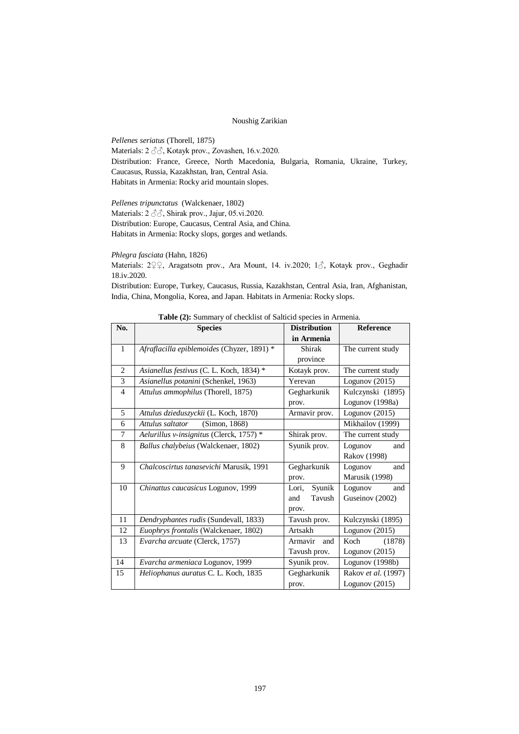*Pellenes seriatus* (Thorell, 1875)

Materials: 2 ♂♂, Kotayk prov., Zovashen, 16.v.2020.

Distribution: France, Greece, North Macedonia, Bulgaria, Romania, Ukraine, Turkey, Caucasus, Russia, Kazakhstan, Iran, Central Asia.

Habitats in Armenia: Rocky arid mountain slopes.

*Pellenes tripunctatus* (Walckenaer, 1802)

Materials: 2 ♂♂, Shirak prov., Jajur, 05.vi.2020.

Distribution: Europe, Caucasus, Central Asia, and China.

Habitats in Armenia: Rocky slops, gorges and wetlands.

*Phlegra fasciata* (Hahn, 1826)

Materials: 2♀♀, Aragatsotn prov., Ara Mount, 14. iv.2020; 1♂, Kotayk prov., Geghadir 18.iv.2020.

Distribution: Europe, Turkey, Caucasus, Russia, Kazakhstan, Central Asia, Iran, Afghanistan, India, China, Mongolia, Korea, and Japan. Habitats in Armenia: Rocky slops.

**Table (2):** Summary of checklist of Salticid species in Armenia.

| No. | Species | Distribution in Armenia | Reference |
|---|---|---|---|
| 1 | *Afraflacilla epiblemoides* (Chyzer, 1891) * | Shirak province | The current study |
| 2 | *Asianellus festivus* (C. L. Koch, 1834) * | Kotayk prov. | The current study |
| 3 | *Asianellus potanini* (Schenkel, 1963) | Yerevan | Logunov (2015) |
| 4 | *Attulus ammophilus* (Thorell, 1875) | Gegharkunik prov. | Kulczynski (1895) Logunov (1998a) |
| 5 | *Attulus dzieduszyckii* (L. Koch, 1870) | Armavir prov. | Logunov (2015) |
| 6 | *Attulus saltator* (Simon, 1868) | | Mikhailov (1999) |
| 7 | *Aelurillus v-insignitus* (Clerck, 1757) * | Shirak prov. | The current study |
| 8 | *Ballus chalybeius* (Walckenaer, 1802) | Syunik prov. | Logunov and Rakov (1998) |
| 9 | *Chalcoscirtus tanasevichi* Marusik, 1991 | Gegharkunik prov. | Logunov and Marusik (1998) |
| 10 | *Chinattus caucasicus* Logunov, 1999 | Lori, Syunik and Tavush prov. | Logunov and Guseinov (2002) |
| 11 | *Dendryphantes rudis* (Sundevall, 1833) | Tavush prov. | Kulczynski (1895) |
| 12 | *Euophrys frontalis* (Walckenaer, 1802) | Artsakh | Logunov (2015) |
| 13 | *Evarcha arcuate* (Clerck, 1757) | Armavir and Tavush prov. | Koch (1878) Logunov (2015) |
| 14 | *Evarcha armeniaca* Logunov, 1999 | Syunik prov. | Logunov (1998b) |
| 15 | *Heliophanus auratus* C. L. Koch, 1835 | Gegharkunik prov. | Rakov *et al.* (1997) Logunov (2015) |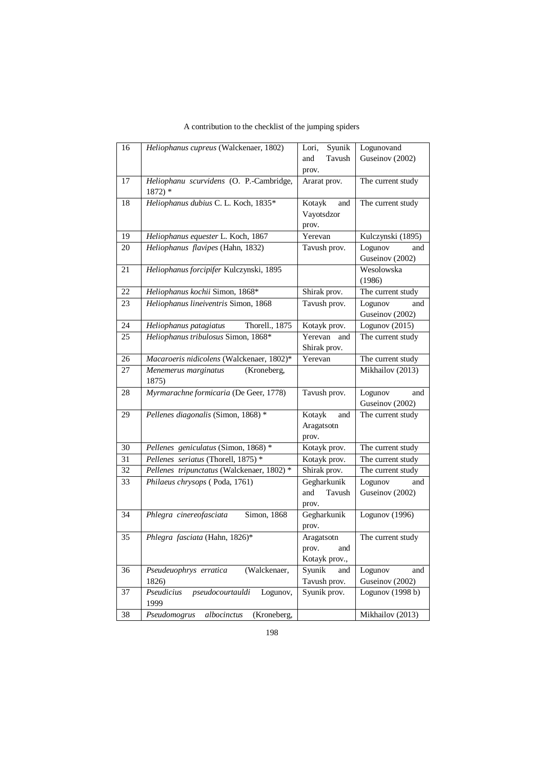| 16 | *Heliophanus cupreus* (Walckenaer, 1802) | Lori, Syunik and Tavush prov. | Logunovand Guseinov (2002) |
|---|---|---|---|
| 17 | *Heliophanu scurvidens* (O. P.-Cambridge, 1872) * | Ararat prov. | The current study |
| 18 | *Heliophanus dubius* C. L. Koch, 1835* | Kotayk and Vayotsdzor prov. | The current study |
| 19 | *Heliophanus equester* L. Koch, 1867 | Yerevan | Kulczynski (1895) |
| 20 | *Heliophanus flavipes* (Hahn, 1832) | Tavush prov. | Logunov and Guseinov (2002) |
| 21 | *Heliophanus forcipifer* Kulczynski, 1895 | | Wesolowska (1986) |
| 22 | *Heliophanus kochii* Simon, 1868* | Shirak prov. | The current study |
| 23 | *Heliophanus lineiventris* Simon, 1868 | Tavush prov. | Logunov and Guseinov (2002) |
| 24 | *Heliophanus patagiatus* Thorell., 1875 | Kotayk prov. | Logunov (2015) |
| 25 | *Heliophanus tribulosus* Simon, 1868* | Yerevan and Shirak prov. | The current study |
| 26 | *Macaroeris nidicolens* (Walckenaer, 1802)* | Yerevan | The current study |
| 27 | *Menemerus marginatus* (Kroneberg, 1875) | | Mikhailov (2013) |
| 28 | *Myrmarachne formicaria* (De Geer, 1778) | Tavush prov. | Logunov and Guseinov (2002) |
| 29 | *Pellenes diagonalis* (Simon, 1868) * | Kotayk and Aragatsotn prov. | The current study |
| 30 | *Pellenes geniculatus* (Simon, 1868) * | Kotayk prov. | The current study |
| 31 | *Pellenes seriatus* (Thorell, 1875) * | Kotayk prov. | The current study |
| 32 | *Pellenes tripunctatus* (Walckenaer, 1802) * | Shirak prov. | The current study |
| 33 | *Philaeus chrysops* ( Poda, 1761) | Gegharkunik and Tavush prov. | Logunov and Guseinov (2002) |
| 34 | *Phlegra cinereofasciata* Simon, 1868 | Gegharkunik prov. | Logunov (1996) |
| 35 | *Phlegra fasciata* (Hahn, 1826)* | Aragatsotn prov. and Kotayk prov., | The current study |
| 36 | *Pseudeuophrys erratica* (Walckenaer, 1826) | Syunik and Tavush prov. | Logunov and Guseinov (2002) |
| 37 | *Pseudicius pseudocourtauldi* Logunov, 1999 | Syunik prov. | Logunov (1998 b) |
| 38 | *Pseudomogrus albocinctus* (Kroneberg, | | Mikhailov (2013) |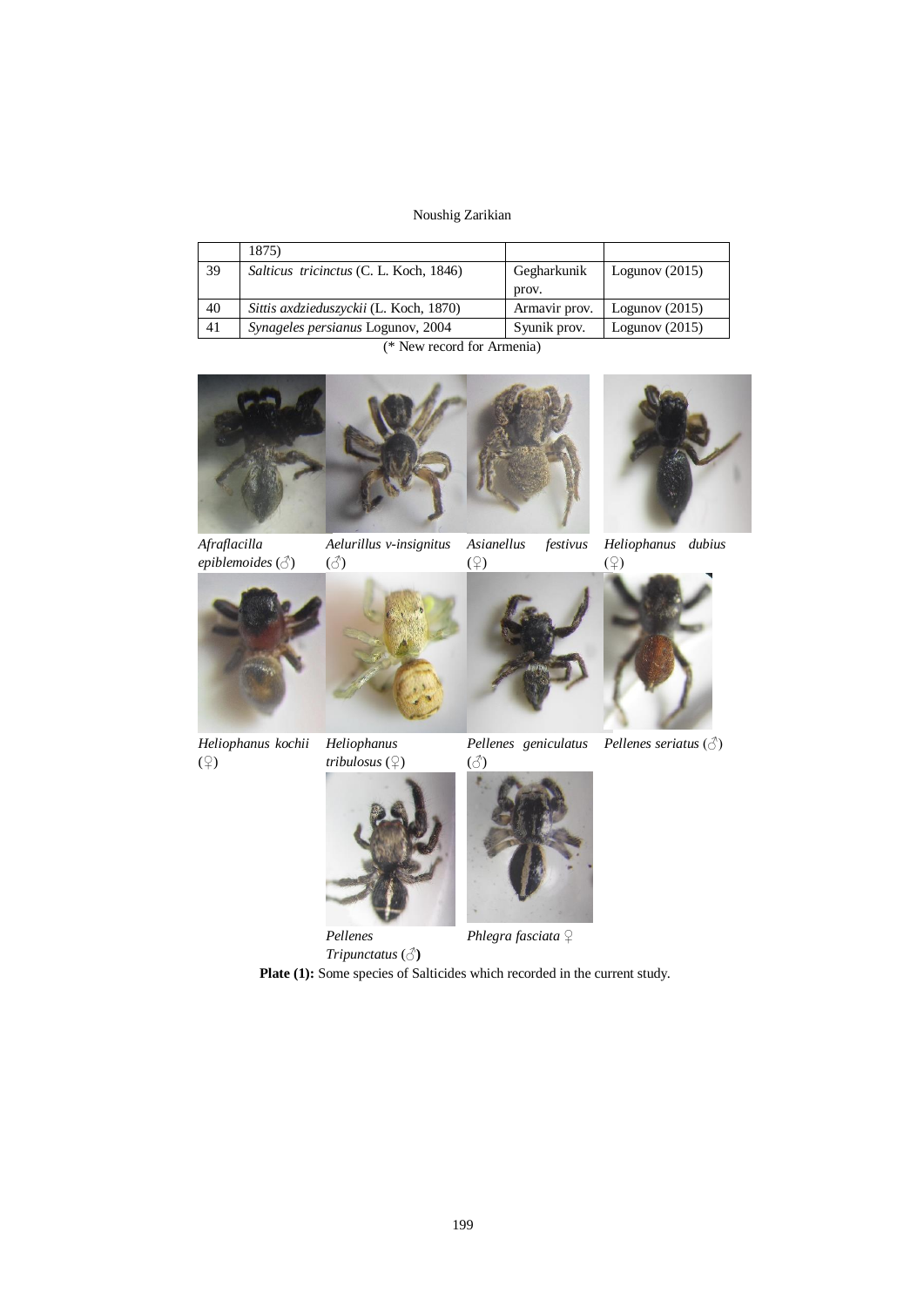| | 1875) | | |
|---|---|---|---|
| 39 | *Salticus tricinctus* (C. L. Koch, 1846) | Gegharkunik prov. | Logunov (2015) |
| 40 | *Sittis axdziedusz​yckii* (L. Koch, 1870) | Armavir prov. | Logunov (2015) |
| 41 | *Synageles persianus* Logunov, 2004 | Syunik prov. | Logunov (2015) |

(* New record for Armenia)

*Afraflacilla epiblemoides* (♂)

*Aelurillus v-insignitus* (♂)

*Asianellus festivus* (♀)

*Heliophanus dubius* (♀)

*Heliophanus kochii* (♀)

*Heliophanus tribulosus* (♀)

*Pellenes geniculatus* (♂)

*Pellenes seriatus* (♂)

*Pellenes Tripunctatus* (♂)

*Phlegra fasciata* ♀

**Plate (1):** Some species of Salticides which recorded in the current study.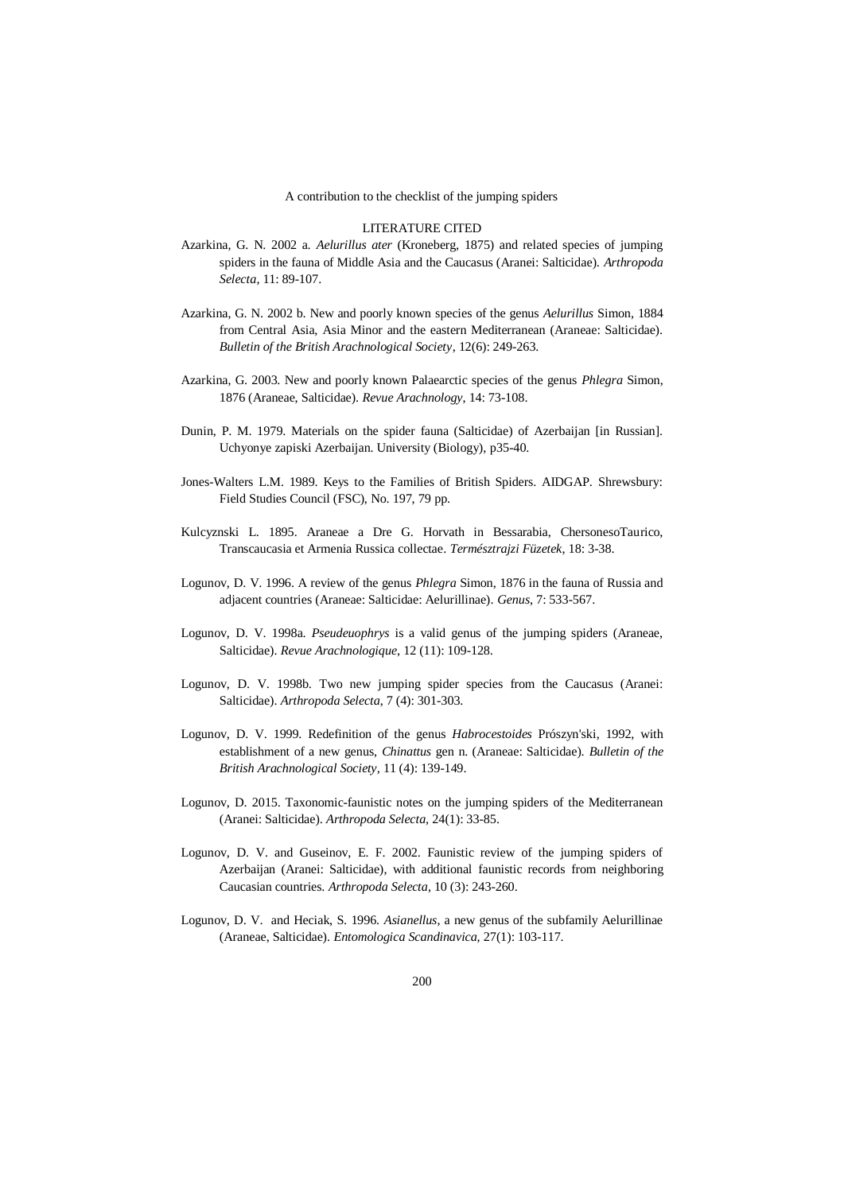## LITERATURE CITED

Azarkina, G. N. 2002 a. *Aelurillus ater* (Kroneberg, 1875) and related species of jumping spiders in the fauna of Middle Asia and the Caucasus (Aranei: Salticidae). *Arthropoda Selecta*, 11: 89-107.

Azarkina, G. N. 2002 b. New and poorly known species of the genus *Aelurillus* Simon, 1884 from Central Asia, Asia Minor and the eastern Mediterranean (Araneae: Salticidae). *Bulletin of the British Arachnological Society*, 12(6): 249-263.

Azarkina, G. 2003. New and poorly known Palaearctic species of the genus *Phlegra* Simon, 1876 (Araneae, Salticidae). *Revue Arachnology*, 14: 73-108.

Dunin, P. M. 1979. Materials on the spider fauna (Salticidae) of Azerbaijan [in Russian]. Uchyonye zapiski Azerbaijan. University (Biology), p35-40.

Jones-Walters L.M. 1989. Keys to the Families of British Spiders. AIDGAP. Shrewsbury: Field Studies Council (FSC), No. 197, 79 pp.

Kulcyznski L. 1895. Araneae a Dre G. Horvath in Bessarabia, ChersonesoTaurico, Transcaucasia et Armenia Russica collectae. *Természtrajzi Füzetek*, 18: 3-38.

Logunov, D. V. 1996. A review of the genus *Phlegra* Simon, 1876 in the fauna of Russia and adjacent countries (Araneae: Salticidae: Aelurillinae). *Genus*, 7: 533-567.

Logunov, D. V. 1998a. *Pseudeuophrys* is a valid genus of the jumping spiders (Araneae, Salticidae). *Revue Arachnologique*, 12 (11): 109-128.

Logunov, D. V. 1998b. Two new jumping spider species from the Caucasus (Aranei: Salticidae). *Arthropoda Selecta*, 7 (4): 301-303.

Logunov, D. V. 1999. Redefinition of the genus *Habrocestoides* Prószyn'ski, 1992, with establishment of a new genus, *Chinattus* gen n. (Araneae: Salticidae). *Bulletin of the British Arachnological Society*, 11 (4): 139-149.

Logunov, D. 2015. Taxonomic-faunistic notes on the jumping spiders of the Mediterranean (Aranei: Salticidae). *Arthropoda Selecta*, 24(1): 33-85.

Logunov, D. V. and Guseinov, E. F. 2002. Faunistic review of the jumping spiders of Azerbaijan (Aranei: Salticidae), with additional faunistic records from neighboring Caucasian countries. *Arthropoda Selecta*, 10 (3): 243-260.

Logunov, D. V. and Heciak, S. 1996. *Asianellus*, a new genus of the subfamily Aelurillinae (Araneae, Salticidae). *Entomologica Scandinavica*, 27(1): 103-117.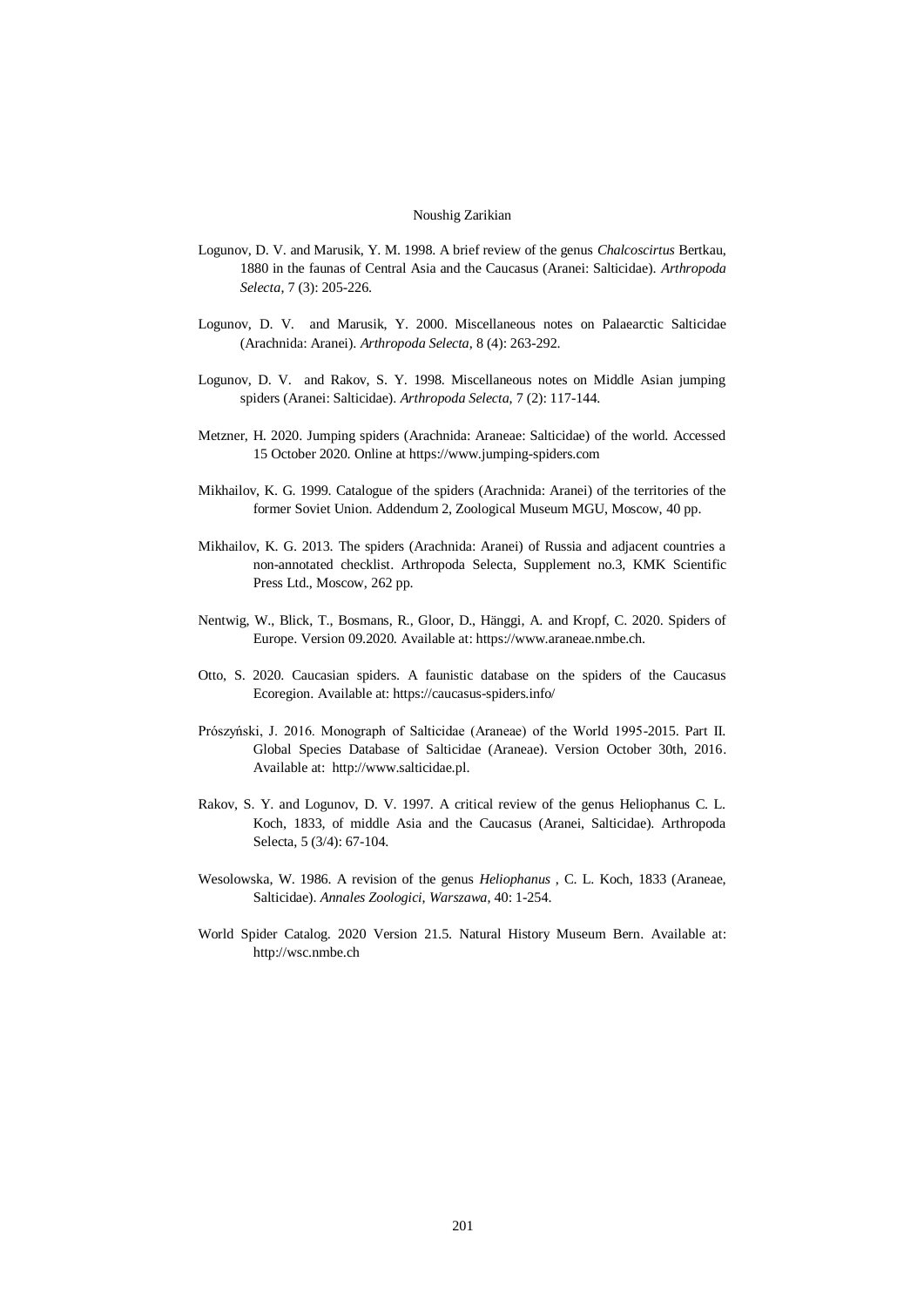Logunov, D. V. and Marusik, Y. M. 1998. A brief review of the genus *Chalcoscirtus* Bertkau, 1880 in the faunas of Central Asia and the Caucasus (Aranei: Salticidae). *Arthropoda Selecta*, 7 (3): 205-226.

Logunov, D. V. and Marusik, Y. 2000. Miscellaneous notes on Palaearctic Salticidae (Arachnida: Aranei). *Arthropoda Selecta*, 8 (4): 263-292.

Logunov, D. V. and Rakov, S. Y. 1998. Miscellaneous notes on Middle Asian jumping spiders (Aranei: Salticidae). *Arthropoda Selecta*, 7 (2): 117-144.

Metzner, H. 2020. Jumping spiders (Arachnida: Araneae: Salticidae) of the world. Accessed 15 October 2020. Online at https://www.jumping-spiders.com

Mikhailov, K. G. 1999. Catalogue of the spiders (Arachnida: Aranei) of the territories of the former Soviet Union. Addendum 2, Zoological Museum MGU, Moscow, 40 pp.

Mikhailov, K. G. 2013. The spiders (Arachnida: Aranei) of Russia and adjacent countries a non-annotated checklist. Arthropoda Selecta, Supplement no.3, KMK Scientific Press Ltd., Moscow, 262 pp.

Nentwig, W., Blick, T., Bosmans, R., Gloor, D., Hänggi, A. and Kropf, C. 2020. Spiders of Europe. Version 09.2020. Available at: https://www.araneae.nmbe.ch.

Otto, S. 2020. Caucasian spiders. A faunistic database on the spiders of the Caucasus Ecoregion. Available at: https://caucasus-spiders.info/

Prószyński, J. 2016. Monograph of Salticidae (Araneae) of the World 1995-2015. Part II. Global Species Database of Salticidae (Araneae). Version October 30th, 2016. Available at: http://www.salticidae.pl.

Rakov, S. Y. and Logunov, D. V. 1997. A critical review of the genus Heliophanus C. L. Koch, 1833, of middle Asia and the Caucasus (Aranei, Salticidae). Arthropoda Selecta, 5 (3/4): 67-104.

Wesolowska, W. 1986. A revision of the genus *Heliophanus* , C. L. Koch, 1833 (Araneae, Salticidae). *Annales Zoologici*, *Warszawa*, 40: 1-254.

World Spider Catalog. 2020 Version 21.5. Natural History Museum Bern. Available at: http://wsc.nmbe.ch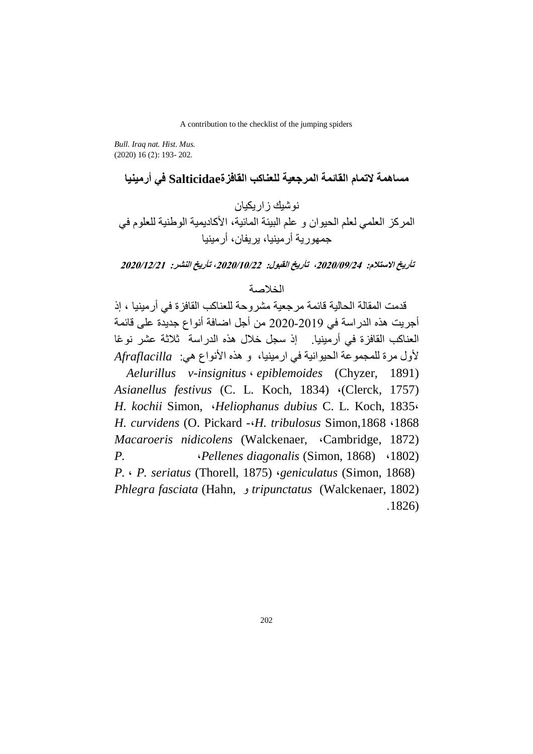## مساهمة لاتمام القائمة المرجعية للعناكب القافزة Salticidae في أرمينيا

نوشيك زاريكيان

المركز العلمي لعلم الحيوان و علم البيئة المائية، الأكاديمية الوطنية للعلوم في جمهورية أرمينيا، يريفان، أرمينيا

***تاريخ الاستلام: 2020/09/24، تاريخ القبول: 2020/10/22، تاريخ النشر: 2020/12/21***

### الخلاصة

قدمت المقالة الحالية قائمة مرجعية مشروحة للعناكب القافزة في أرمينيا ، إذ أجريت هذه الدراسة في 2019-2020 من أجل اضافة أنواع جديدة على قائمة العناكب القافزة في أرمينيا. إذ سجل خلال هذه الدراسة ثلاثة عشر نوعًا لأول مرة للمجموعة الحيوانية في ارمينيا، و هذه الأنواع هي: *Afraflacilla epiblemoides* (Chyzer, 1891)، *Aelurillus v-insignitus* (Clerck, 1757)، *Asianellus festivus* (C. L. Koch, 1834)، *Heliophanus dubius* C. L. Koch, 1835، *H. kochii* Simon, 1868، *H. tribulosus* Simon,1868، *H. curvidens* (O. Pickard -Cambridge, 1872)، *Macaroeris nidicolens* (Walckenaer, 1802)، *Pellenes diagonalis* (Simon, 1868)، *P. geniculatus* (Simon, 1868)، *P. seriatus* (Thorell, 1875)، *P. tripunctatus* (Walckenaer, 1802) و *Phlegra fasciata* (Hahn, 1826).